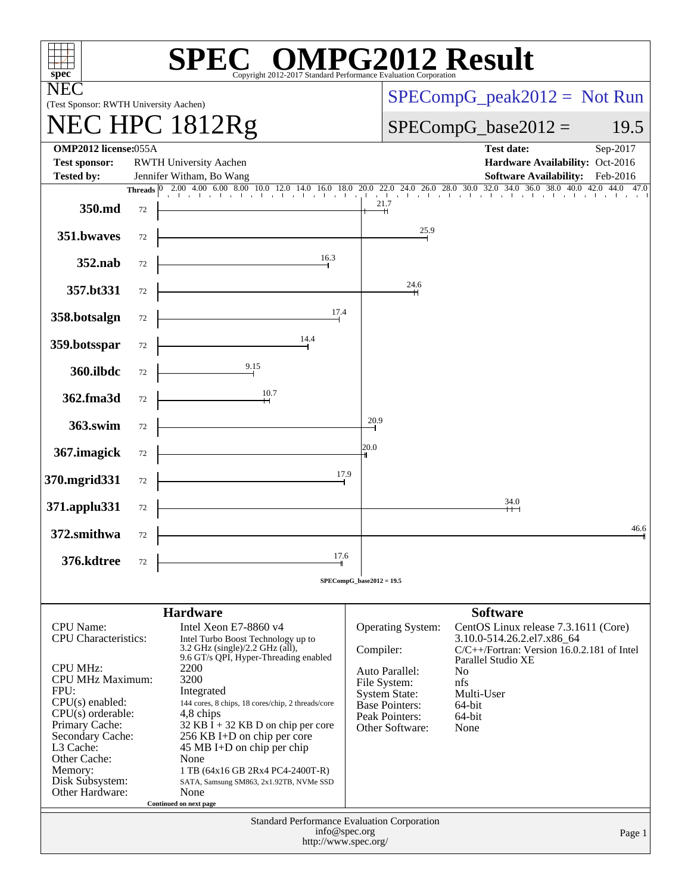# SPEC® OMPG2012 Result

Copyright 2012-2017 Standard Performance Evaluation Corporation

**NEC**
(Test Sponsor: RWTH University Aachen)

# NEC HPC 1812Rg

SPECompG_peak2012 = Not Run

SPECompG_base2012 = 19.5

| | | | |
|---|---|---|---|
| **OMP2012 license:** 055A | | **Test date:** | Sep-2017 |
| **Test sponsor:** | RWTH University Aachen | **Hardware Availability:** | Oct-2016 |
| **Tested by:** | Jennifer Witham, Bo Wang | **Software Availability:** | Feb-2016 |

| Benchmark | Threads | Base Ratio |
|---|---|---|
| 350.md | 72 | 21.7 |
| 351.bwaves | 72 | 25.9 |
| 352.nab | 72 | 16.3 |
| 357.bt331 | 72 | 24.6 |
| 358.botsalgn | 72 | 17.4 |
| 359.botsspar | 72 | 14.4 |
| 360.ilbdc | 72 | 9.15 |
| 362.fma3d | 72 | 10.7 |
| 363.swim | 72 | 20.9 |
| 367.imagick | 72 | 20.0 |
| 370.mgrid331 | 72 | 17.9 |
| 371.applu331 | 72 | 34.0 |
| 372.smithwa | 72 | 46.6 |
| 376.kdtree | 72 | 17.6 |

SPECompG_base2012 = 19.5

## Hardware

| | |
|---|---|
| CPU Name: | Intel Xeon E7-8860 v4 |
| CPU Characteristics: | Intel Turbo Boost Technology up to 3.2 GHz (single)/2.2 GHz (all), 9.6 GT/s QPI, Hyper-Threading enabled |
| CPU MHz: | 2200 |
| CPU MHz Maximum: | 3200 |
| FPU: | Integrated |
| CPU(s) enabled: | 144 cores, 8 chips, 18 cores/chip, 2 threads/core |
| CPU(s) orderable: | 4,8 chips |
| Primary Cache: | 32 KB I + 32 KB D on chip per core |
| Secondary Cache: | 256 KB I+D on chip per core |
| L3 Cache: | 45 MB I+D on chip per chip |
| Other Cache: | None |
| Memory: | 1 TB (64x16 GB 2Rx4 PC4-2400T-R) |
| Disk Subsystem: | SATA, Samsung SM863, 2x1.92TB, NVMe SSD |
| Other Hardware: | None |

Continued on next page

## Software

| | |
|---|---|
| Operating System: | CentOS Linux release 7.3.1611 (Core) 3.10.0-514.26.2.el7.x86_64 |
| Compiler: | C/C++/Fortran: Version 16.0.2.181 of Intel Parallel Studio XE |
| Auto Parallel: | No |
| File System: | nfs |
| System State: | Multi-User |
| Base Pointers: | 64-bit |
| Peak Pointers: | 64-bit |
| Other Software: | None |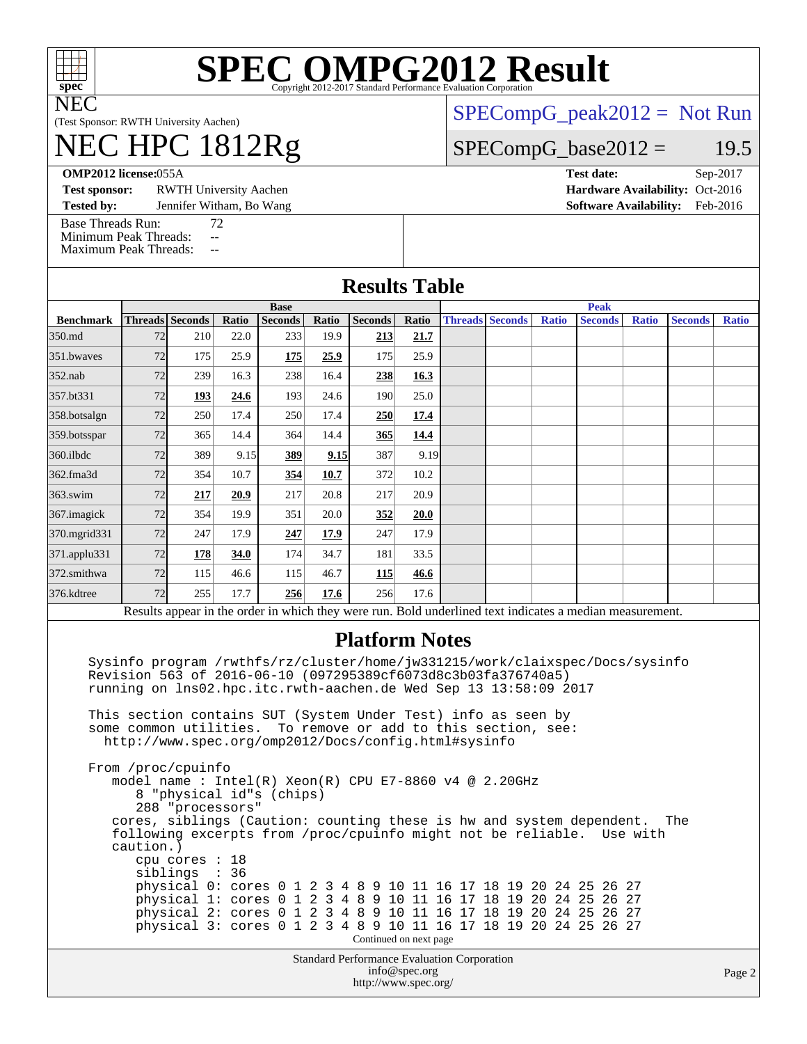# SPEC OMPG2012 Result

Copyright 2012-2017 Standard Performance Evaluation Corporation

**NEC**

(Test Sponsor: RWTH University Aachen)

# NEC HPC 1812Rg

SPECompG_peak2012 = Not Run

SPECompG_base2012 = 19.5

**OMP2012 license:** 055A

**Test sponsor:** RWTH University Aachen

**Tested by:** Jennifer Witham, Bo Wang

**Test date:** Sep-2017

**Hardware Availability:** Oct-2016

**Software Availability:** Feb-2016

Base Threads Run: 72
Minimum Peak Threads: --
Maximum Peak Threads: --

## Results Table

| | Base | | | | | | | Peak | | | | | | |
|---|---|---|---|---|---|---|---|---|---|---|---|---|---|---|
| **Benchmark** | **Threads** | **Seconds** | **Ratio** | **Seconds** | **Ratio** | **Seconds** | **Ratio** | **Threads** | **Seconds** | **Ratio** | **Seconds** | **Ratio** | **Seconds** | **Ratio** |
| 350.md | 72 | 210 | 22.0 | 233 | 19.9 | **213** | **21.7** | | | | | | | |
| 351.bwaves | 72 | 175 | 25.9 | **175** | **25.9** | 175 | 25.9 | | | | | | | |
| 352.nab | 72 | 239 | 16.3 | 238 | 16.4 | **238** | **16.3** | | | | | | | |
| 357.bt331 | 72 | **193** | **24.6** | 193 | 24.6 | 190 | 25.0 | | | | | | | |
| 358.botsalgn | 72 | 250 | 17.4 | 250 | 17.4 | **250** | **17.4** | | | | | | | |
| 359.botsspar | 72 | 365 | 14.4 | 364 | 14.4 | **365** | **14.4** | | | | | | | |
| 360.ilbdc | 72 | 389 | 9.15 | **389** | **9.15** | 387 | 9.19 | | | | | | | |
| 362.fma3d | 72 | 354 | 10.7 | **354** | **10.7** | 372 | 10.2 | | | | | | | |
| 363.swim | 72 | **217** | **20.9** | 217 | 20.8 | 217 | 20.9 | | | | | | | |
| 367.imagick | 72 | 354 | 19.9 | 351 | 20.0 | **352** | **20.0** | | | | | | | |
| 370.mgrid331 | 72 | 247 | 17.9 | **247** | **17.9** | 247 | 17.9 | | | | | | | |
| 371.applu331 | 72 | **178** | **34.0** | 174 | 34.7 | 181 | 33.5 | | | | | | | |
| 372.smithwa | 72 | 115 | 46.6 | 115 | 46.7 | **115** | **46.6** | | | | | | | |
| 376.kdtree | 72 | 255 | 17.7 | **256** | **17.6** | 256 | 17.6 | | | | | | | |

Results appear in the order in which they were run. Bold underlined text indicates a median measurement.

## Platform Notes

```
Sysinfo program /rwthfs/rz/cluster/home/jw331215/work/claixspec/Docs/sysinfo
Revision 563 of 2016-06-10 (097295389cf6073d8c3b03fa376740a5)
running on lns02.hpc.itc.rwth-aachen.de Wed Sep 13 13:58:09 2017

This section contains SUT (System Under Test) info as seen by
some common utilities.  To remove or add to this section, see:
  http://www.spec.org/omp2012/Docs/config.html#sysinfo

From /proc/cpuinfo
   model name : Intel(R) Xeon(R) CPU E7-8860 v4 @ 2.20GHz
      8 "physical id"s (chips)
      288 "processors"
   cores, siblings (Caution: counting these is hw and system dependent.  The
   following excerpts from /proc/cpuinfo might not be reliable.  Use with
   caution.)
      cpu cores : 18
      siblings  : 36
      physical 0: cores 0 1 2 3 4 8 9 10 11 16 17 18 19 20 24 25 26 27
      physical 1: cores 0 1 2 3 4 8 9 10 11 16 17 18 19 20 24 25 26 27
      physical 2: cores 0 1 2 3 4 8 9 10 11 16 17 18 19 20 24 25 26 27
      physical 3: cores 0 1 2 3 4 8 9 10 11 16 17 18 19 20 24 25 26 27
```

Continued on next page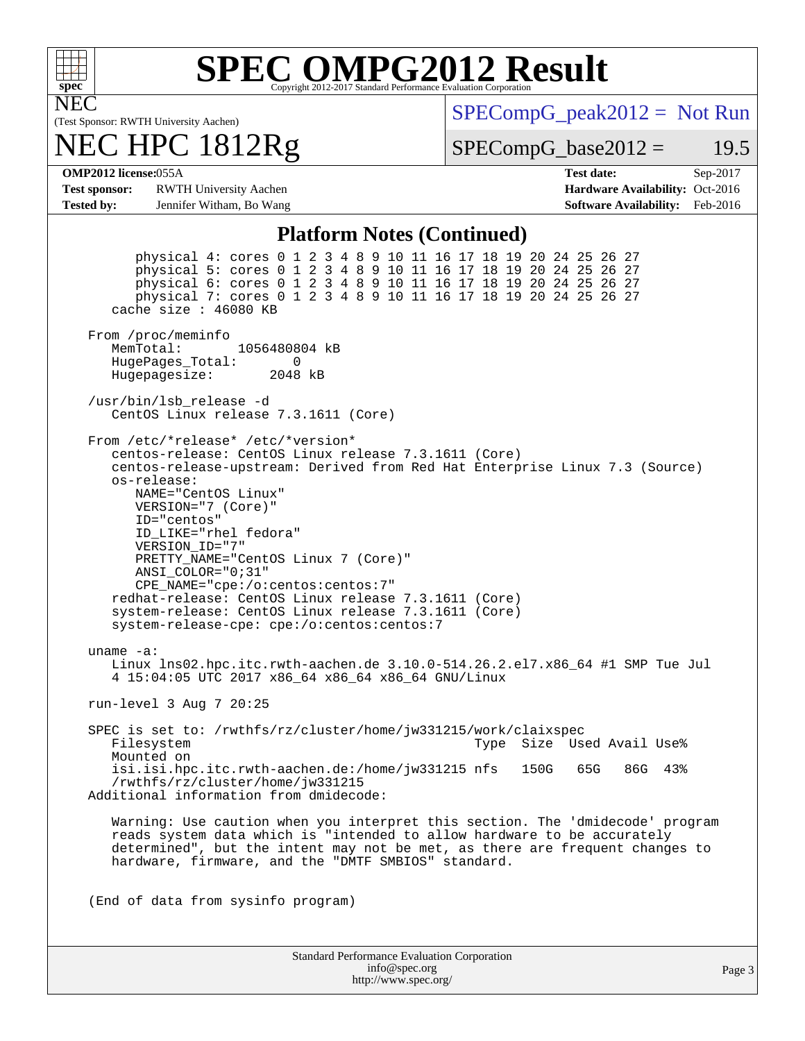## Platform Notes (Continued)

```
        physical 4: cores 0 1 2 3 4 8 9 10 11 16 17 18 19 20 24 25 26 27
        physical 5: cores 0 1 2 3 4 8 9 10 11 16 17 18 19 20 24 25 26 27
        physical 6: cores 0 1 2 3 4 8 9 10 11 16 17 18 19 20 24 25 26 27
        physical 7: cores 0 1 2 3 4 8 9 10 11 16 17 18 19 20 24 25 26 27
     cache size : 46080 KB

  From /proc/meminfo
     MemTotal:       1056480804 kB
     HugePages_Total:       0
     Hugepagesize:       2048 kB

  /usr/bin/lsb_release -d
     CentOS Linux release 7.3.1611 (Core)

  From /etc/*release* /etc/*version*
     centos-release: CentOS Linux release 7.3.1611 (Core)
     centos-release-upstream: Derived from Red Hat Enterprise Linux 7.3 (Source)
     os-release:
        NAME="CentOS Linux"
        VERSION="7 (Core)"
        ID="centos"
        ID_LIKE="rhel fedora"
        VERSION_ID="7"
        PRETTY_NAME="CentOS Linux 7 (Core)"
        ANSI_COLOR="0;31"
        CPE_NAME="cpe:/o:centos:centos:7"
     redhat-release: CentOS Linux release 7.3.1611 (Core)
     system-release: CentOS Linux release 7.3.1611 (Core)
     system-release-cpe: cpe:/o:centos:centos:7

  uname -a:
     Linux lns02.hpc.itc.rwth-aachen.de 3.10.0-514.26.2.el7.x86_64 #1 SMP Tue Jul
     4 15:04:05 UTC 2017 x86_64 x86_64 x86_64 GNU/Linux

  run-level 3 Aug 7 20:25

  SPEC is set to: /rwthfs/rz/cluster/home/jw331215/work/claixspec
     Filesystem                                          Type  Size  Used Avail Use%
     Mounted on
     isi.isi.hpc.itc.rwth-aachen.de:/home/jw331215 nfs   150G   65G   86G  43%
     /rwthfs/rz/cluster/home/jw331215
  Additional information from dmidecode:

     Warning: Use caution when you interpret this section. The 'dmidecode' program
     reads system data which is "intended to allow hardware to be accurately
     determined", but the intent may not be met, as there are frequent changes to
     hardware, firmware, and the "DMTF SMBIOS" standard.


  (End of data from sysinfo program)
```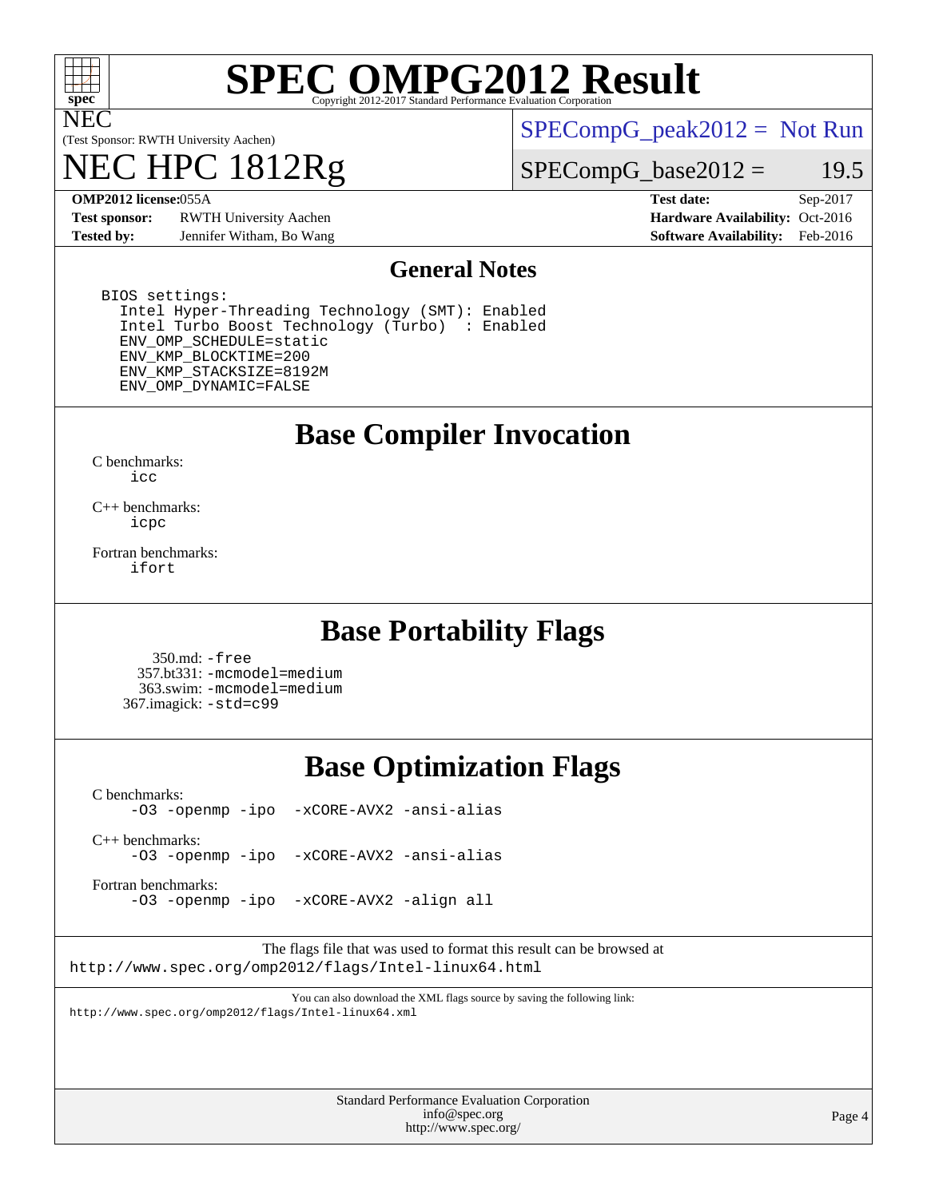# SPEC OMPG2012 Result

Copyright 2012-2017 Standard Performance Evaluation Corporation

NEC
(Test Sponsor: RWTH University Aachen)

# NEC HPC 1812Rg

SPECompG_peak2012 = Not Run

SPECompG_base2012 = 19.5

| | | | |
|---|---|---|---|
| **OMP2012 license:** | 055A | **Test date:** | Sep-2017 |
| **Test sponsor:** | RWTH University Aachen | **Hardware Availability:** | Oct-2016 |
| **Tested by:** | Jennifer Witham, Bo Wang | **Software Availability:** | Feb-2016 |

## General Notes

```
BIOS settings:
  Intel Hyper-Threading Technology (SMT): Enabled
  Intel Turbo Boost Technology (Turbo)  : Enabled
  ENV_OMP_SCHEDULE=static
  ENV_KMP_BLOCKTIME=200
  ENV_KMP_STACKSIZE=8192M
  ENV_OMP_DYNAMIC=FALSE
```

## Base Compiler Invocation

C benchmarks:
`icc`

C++ benchmarks:
`icpc`

Fortran benchmarks:
`ifort`

## Base Portability Flags

350.md: `-free`
357.bt331: `-mcmodel=medium`
363.swim: `-mcmodel=medium`
367.imagick: `-std=c99`

## Base Optimization Flags

C benchmarks:
`-O3 -openmp -ipo -xCORE-AVX2 -ansi-alias`

C++ benchmarks:
`-O3 -openmp -ipo -xCORE-AVX2 -ansi-alias`

Fortran benchmarks:
`-O3 -openmp -ipo -xCORE-AVX2 -align all`

The flags file that was used to format this result can be browsed at
`http://www.spec.org/omp2012/flags/Intel-linux64.html`

You can also download the XML flags source by saving the following link:
`http://www.spec.org/omp2012/flags/Intel-linux64.xml`

Standard Performance Evaluation Corporation
info@spec.org
http://www.spec.org/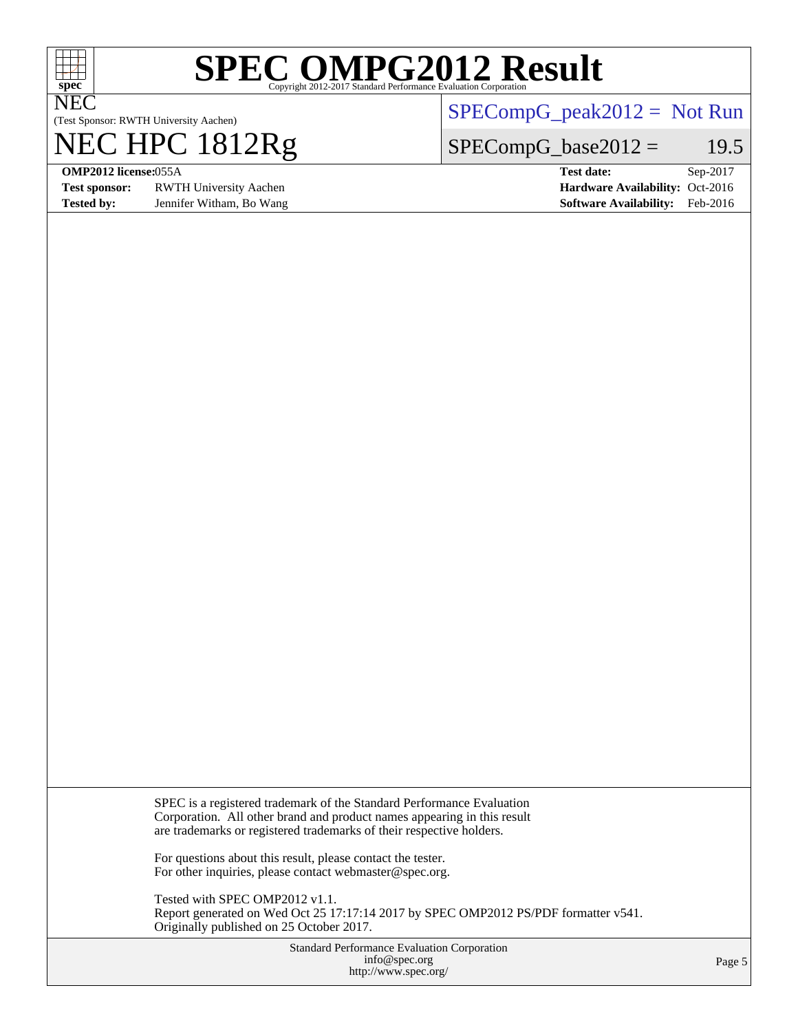SPEC is a registered trademark of the Standard Performance Evaluation Corporation. All other brand and product names appearing in this result are trademarks or registered trademarks of their respective holders.

For questions about this result, please contact the tester.
For other inquiries, please contact webmaster@spec.org.

Tested with SPEC OMP2012 v1.1.
Report generated on Wed Oct 25 17:17:14 2017 by SPEC OMP2012 PS/PDF formatter v541.
Originally published on 25 October 2017.